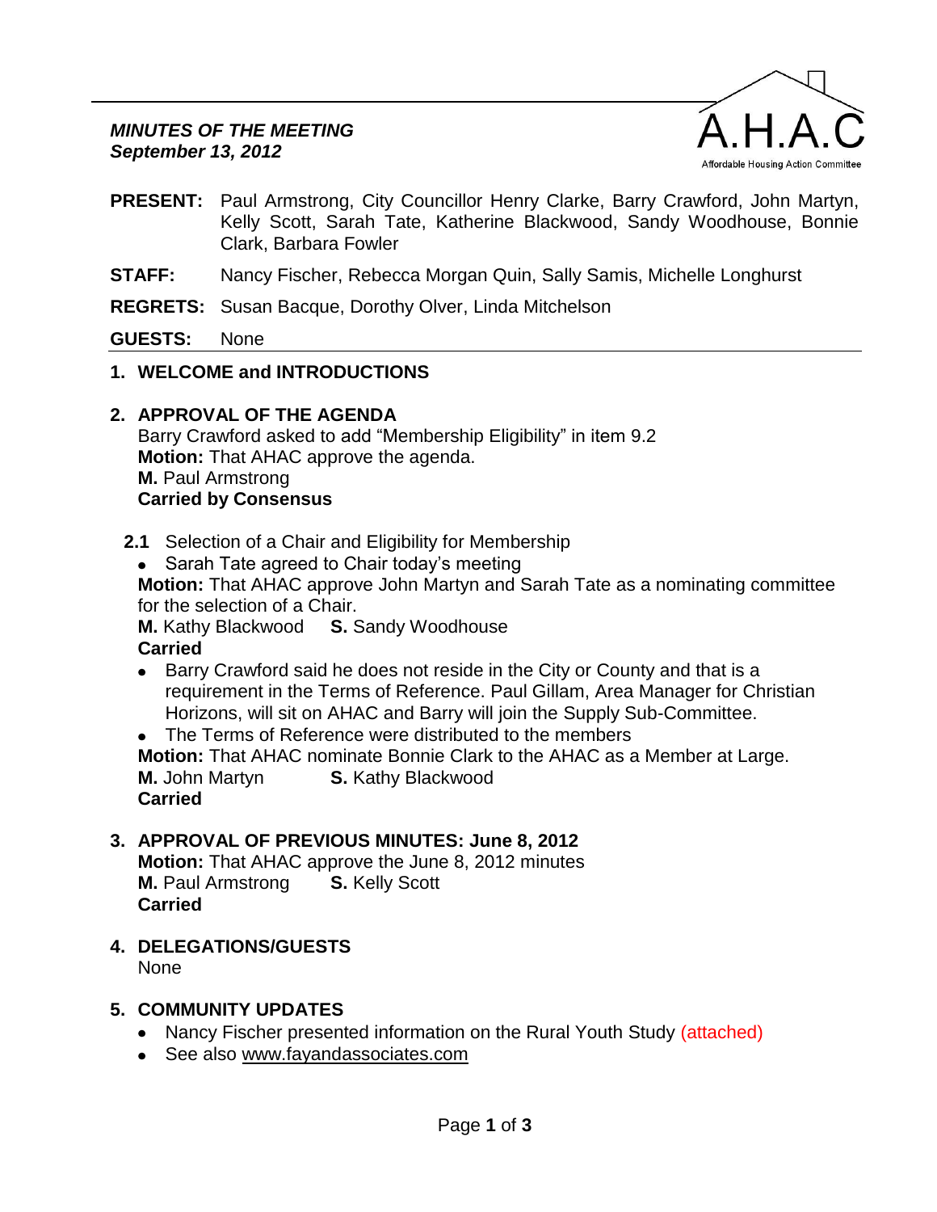A.H.A.C
Affordable Housing Action Committee

***MINUTES OF THE MEETING***
***September 13, 2012***

**PRESENT:** Paul Armstrong, City Councillor Henry Clarke, Barry Crawford, John Martyn, Kelly Scott, Sarah Tate, Katherine Blackwood, Sandy Woodhouse, Bonnie Clark, Barbara Fowler

**STAFF:** Nancy Fischer, Rebecca Morgan Quin, Sally Samis, Michelle Longhurst

**REGRETS:** Susan Bacque, Dorothy Olver, Linda Mitchelson

**GUESTS:** None

## 1. WELCOME and INTRODUCTIONS

## 2. APPROVAL OF THE AGENDA

Barry Crawford asked to add "Membership Eligibility" in item 9.2
**Motion:** That AHAC approve the agenda.
**M.** Paul Armstrong
**Carried by Consensus**

### 2.1 Selection of a Chair and Eligibility for Membership

- Sarah Tate agreed to Chair today's meeting

**Motion:** That AHAC approve John Martyn and Sarah Tate as a nominating committee for the selection of a Chair.
**M.** Kathy Blackwood **S.** Sandy Woodhouse
**Carried**

- Barry Crawford said he does not reside in the City or County and that is a requirement in the Terms of Reference. Paul Gillam, Area Manager for Christian Horizons, will sit on AHAC and Barry will join the Supply Sub-Committee.
- The Terms of Reference were distributed to the members

**Motion:** That AHAC nominate Bonnie Clark to the AHAC as a Member at Large.
**M.** John Martyn **S.** Kathy Blackwood
**Carried**

## 3. APPROVAL OF PREVIOUS MINUTES: June 8, 2012

**Motion:** That AHAC approve the June 8, 2012 minutes
**M.** Paul Armstrong **S.** Kelly Scott
**Carried**

## 4. DELEGATIONS/GUESTS

None

## 5. COMMUNITY UPDATES

- Nancy Fischer presented information on the Rural Youth Study (attached)
- See also www.fayandassociates.com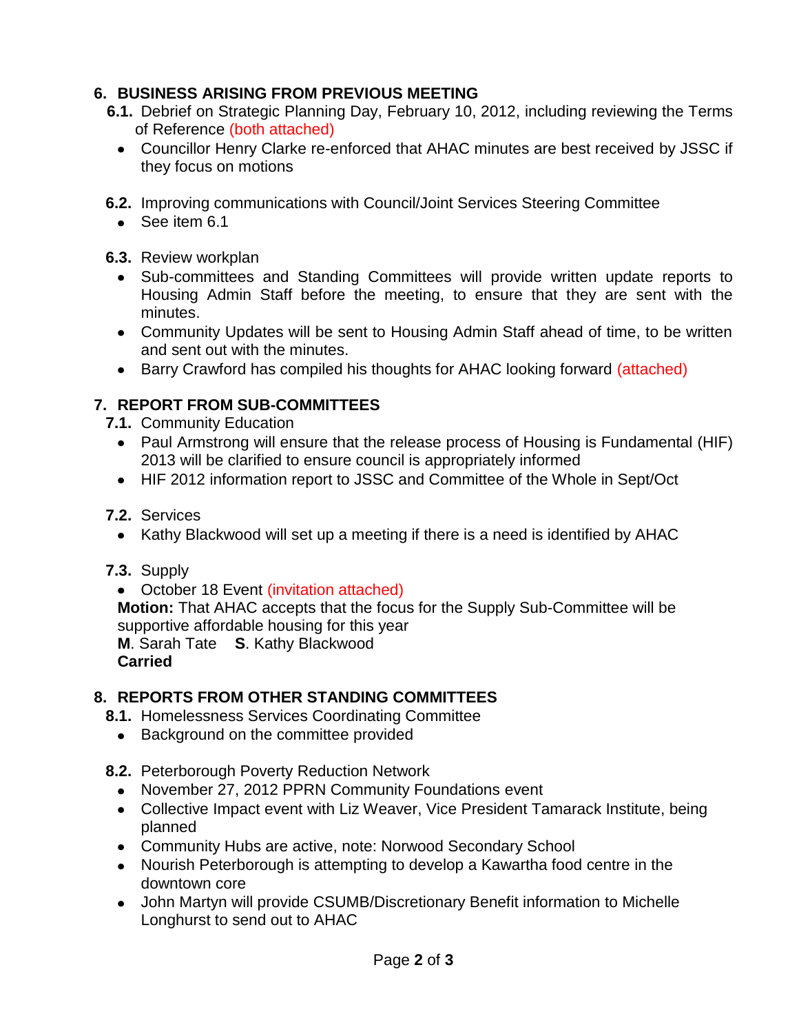## 6. BUSINESS ARISING FROM PREVIOUS MEETING

**6.1.** Debrief on Strategic Planning Day, February 10, 2012, including reviewing the Terms of Reference (both attached)

- Councillor Henry Clarke re-enforced that AHAC minutes are best received by JSSC if they focus on motions

**6.2.** Improving communications with Council/Joint Services Steering Committee

- See item 6.1

**6.3.** Review workplan

- Sub-committees and Standing Committees will provide written update reports to Housing Admin Staff before the meeting, to ensure that they are sent with the minutes.
- Community Updates will be sent to Housing Admin Staff ahead of time, to be written and sent out with the minutes.
- Barry Crawford has compiled his thoughts for AHAC looking forward (attached)

## 7. REPORT FROM SUB-COMMITTEES

**7.1.** Community Education

- Paul Armstrong will ensure that the release process of Housing is Fundamental (HIF) 2013 will be clarified to ensure council is appropriately informed
- HIF 2012 information report to JSSC and Committee of the Whole in Sept/Oct

**7.2.** Services

- Kathy Blackwood will set up a meeting if there is a need is identified by AHAC

**7.3.** Supply

- October 18 Event (invitation attached)

**Motion:** That AHAC accepts that the focus for the Supply Sub-Committee will be supportive affordable housing for this year
**M**. Sarah Tate **S**. Kathy Blackwood
**Carried**

## 8. REPORTS FROM OTHER STANDING COMMITTEES

**8.1.** Homelessness Services Coordinating Committee

- Background on the committee provided

**8.2.** Peterborough Poverty Reduction Network

- November 27, 2012 PPRN Community Foundations event
- Collective Impact event with Liz Weaver, Vice President Tamarack Institute, being planned
- Community Hubs are active, note: Norwood Secondary School
- Nourish Peterborough is attempting to develop a Kawartha food centre in the downtown core
- John Martyn will provide CSUMB/Discretionary Benefit information to Michelle Longhurst to send out to AHAC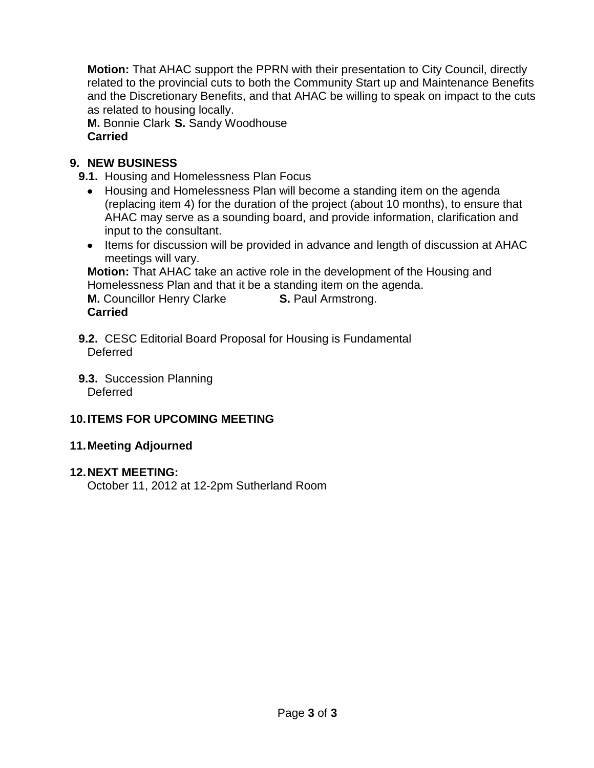**Motion:** That AHAC support the PPRN with their presentation to City Council, directly related to the provincial cuts to both the Community Start up and Maintenance Benefits and the Discretionary Benefits, and that AHAC be willing to speak on impact to the cuts as related to housing locally.
**M.** Bonnie Clark **S.** Sandy Woodhouse
**Carried**

## 9. NEW BUSINESS

**9.1.** Housing and Homelessness Plan Focus

- Housing and Homelessness Plan will become a standing item on the agenda (replacing item 4) for the duration of the project (about 10 months), to ensure that AHAC may serve as a sounding board, and provide information, clarification and input to the consultant.
- Items for discussion will be provided in advance and length of discussion at AHAC meetings will vary.

**Motion:** That AHAC take an active role in the development of the Housing and Homelessness Plan and that it be a standing item on the agenda.
**M.** Councillor Henry Clarke **S.** Paul Armstrong.
**Carried**

**9.2.** CESC Editorial Board Proposal for Housing is Fundamental
Deferred

**9.3.** Succession Planning
Deferred

## 10. ITEMS FOR UPCOMING MEETING

## 11. Meeting Adjourned

## 12. NEXT MEETING:

October 11, 2012 at 12-2pm Sutherland Room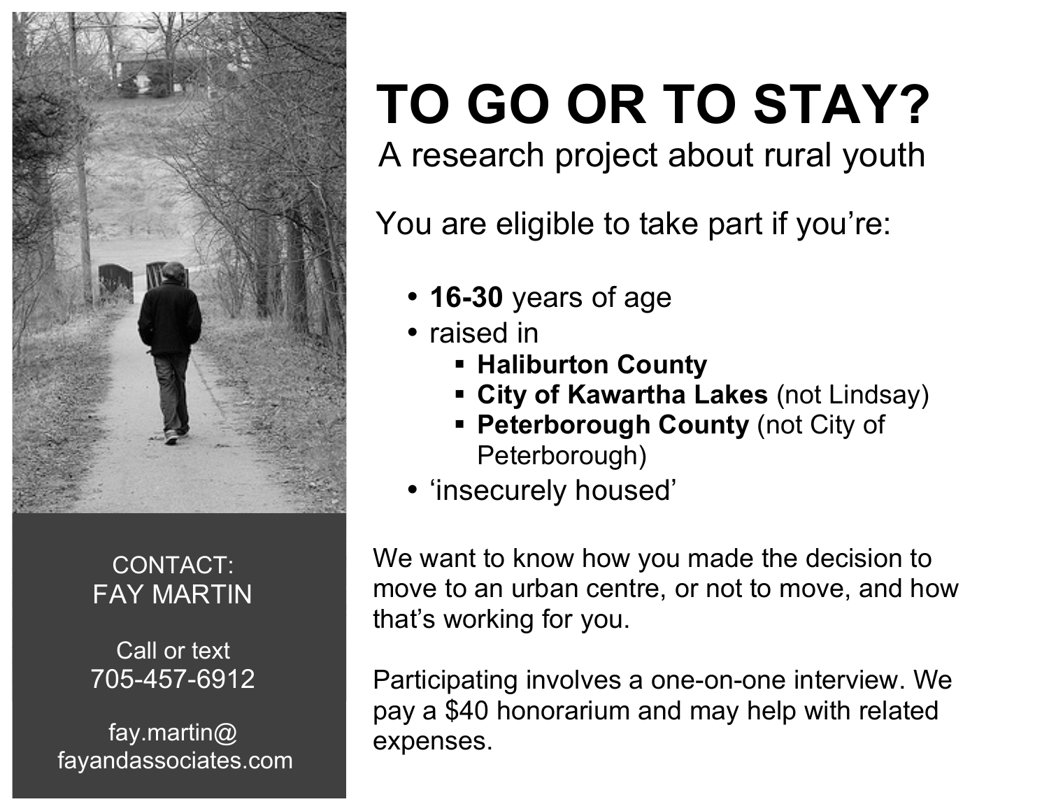# TO GO OR TO STAY?

## A research project about rural youth

You are eligible to take part if you're:

- **16-30** years of age
- raised in
  - **Haliburton County**
  - **City of Kawartha Lakes** (not Lindsay)
  - **Peterborough County** (not City of Peterborough)
- 'insecurely housed'

We want to know how you made the decision to move to an urban centre, or not to move, and how that's working for you.

Participating involves a one-on-one interview. We pay a $40 honorarium and may help with related expenses.

CONTACT:
FAY MARTIN

Call or text
705-457-6912

fay.martin@
fayandassociates.com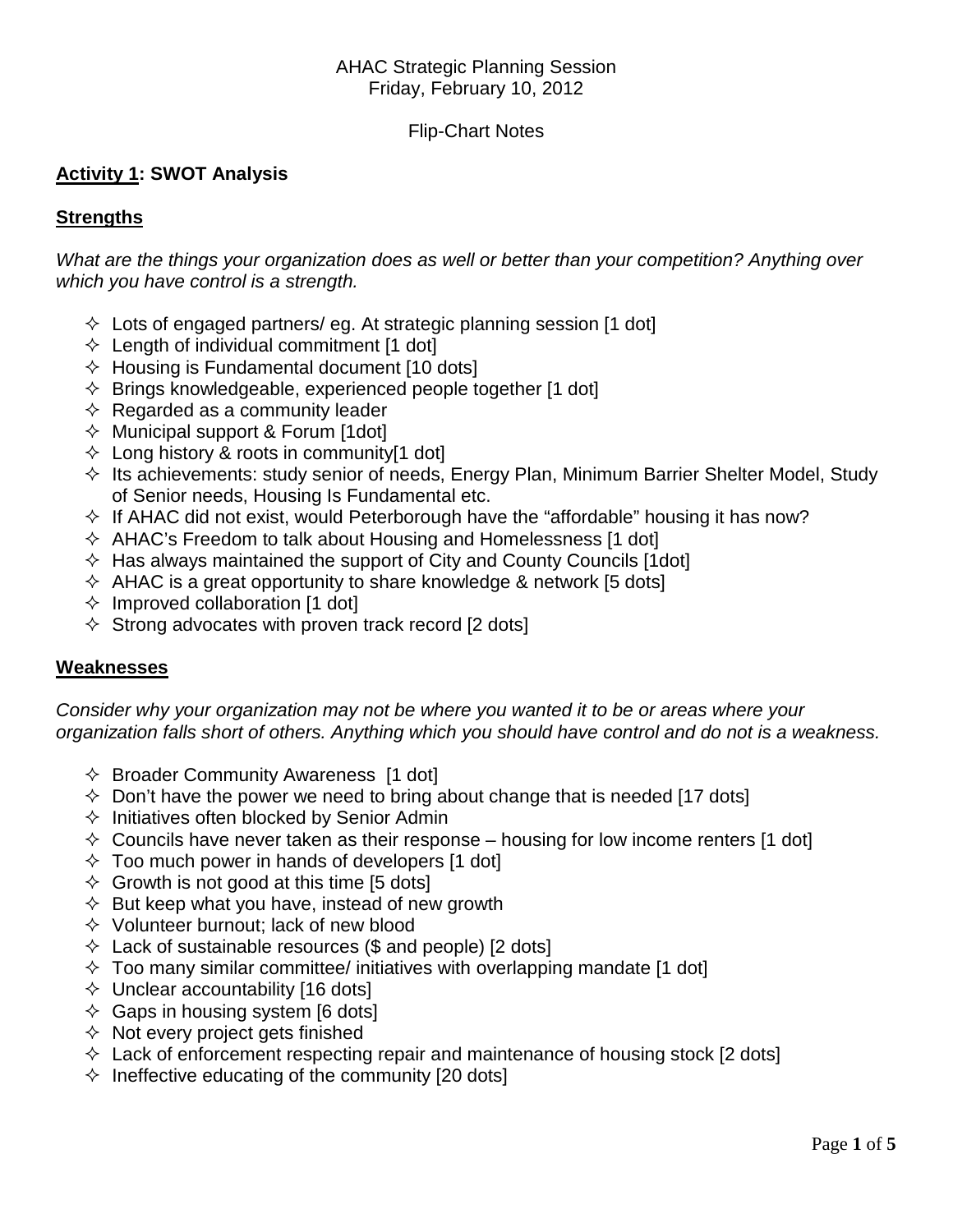AHAC Strategic Planning Session
Friday, February 10, 2012

Flip-Chart Notes

## **Activity 1: SWOT Analysis**

### **Strengths**

*What are the things your organization does as well or better than your competition? Anything over which you have control is a strength.*

- Lots of engaged partners/ eg. At strategic planning session [1 dot]
- Length of individual commitment [1 dot]
- Housing is Fundamental document [10 dots]
- Brings knowledgeable, experienced people together [1 dot]
- Regarded as a community leader
- Municipal support & Forum [1dot]
- Long history & roots in community[1 dot]
- Its achievements: study senior of needs, Energy Plan, Minimum Barrier Shelter Model, Study of Senior needs, Housing Is Fundamental etc.
- If AHAC did not exist, would Peterborough have the "affordable" housing it has now?
- AHAC's Freedom to talk about Housing and Homelessness [1 dot]
- Has always maintained the support of City and County Councils [1dot]
- AHAC is a great opportunity to share knowledge & network [5 dots]
- Improved collaboration [1 dot]
- Strong advocates with proven track record [2 dots]

### **Weaknesses**

*Consider why your organization may not be where you wanted it to be or areas where your organization falls short of others. Anything which you should have control and do not is a weakness.*

- Broader Community Awareness [1 dot]
- Don't have the power we need to bring about change that is needed [17 dots]
- Initiatives often blocked by Senior Admin
- Councils have never taken as their response – housing for low income renters [1 dot]
- Too much power in hands of developers [1 dot]
- Growth is not good at this time [5 dots]
- But keep what you have, instead of new growth
- Volunteer burnout; lack of new blood
- Lack of sustainable resources ($ and people) [2 dots]
- Too many similar committee/ initiatives with overlapping mandate [1 dot]
- Unclear accountability [16 dots]
- Gaps in housing system [6 dots]
- Not every project gets finished
- Lack of enforcement respecting repair and maintenance of housing stock [2 dots]
- Ineffective educating of the community [20 dots]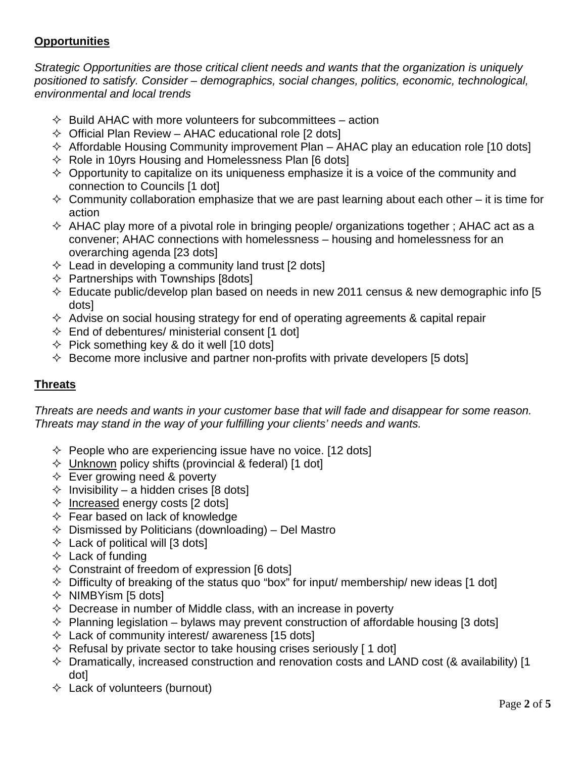**Opportunities**

*Strategic Opportunities are those critical client needs and wants that the organization is uniquely positioned to satisfy. Consider – demographics, social changes, politics, economic, technological, environmental and local trends*

- Build AHAC with more volunteers for subcommittees – action
- Official Plan Review – AHAC educational role [2 dots]
- Affordable Housing Community improvement Plan – AHAC play an education role [10 dots]
- Role in 10yrs Housing and Homelessness Plan [6 dots]
- Opportunity to capitalize on its uniqueness emphasize it is a voice of the community and connection to Councils [1 dot]
- Community collaboration emphasize that we are past learning about each other – it is time for action
- AHAC play more of a pivotal role in bringing people/ organizations together ; AHAC act as a convener; AHAC connections with homelessness – housing and homelessness for an overarching agenda [23 dots]
- Lead in developing a community land trust [2 dots]
- Partnerships with Townships [8dots]
- Educate public/develop plan based on needs in new 2011 census & new demographic info [5 dots]
- Advise on social housing strategy for end of operating agreements & capital repair
- End of debentures/ ministerial consent [1 dot]
- Pick something key & do it well [10 dots]
- Become more inclusive and partner non-profits with private developers [5 dots]

**Threats**

*Threats are needs and wants in your customer base that will fade and disappear for some reason. Threats may stand in the way of your fulfilling your clients' needs and wants.*

- People who are experiencing issue have no voice. [12 dots]
- <u>Unknown</u> policy shifts (provincial & federal) [1 dot]
- Ever growing need & poverty
- Invisibility – a hidden crises [8 dots]
- <u>Increased</u> energy costs [2 dots]
- Fear based on lack of knowledge
- Dismissed by Politicians (downloading) – Del Mastro
- Lack of political will [3 dots]
- Lack of funding
- Constraint of freedom of expression [6 dots]
- Difficulty of breaking of the status quo "box" for input/ membership/ new ideas [1 dot]
- NIMBYism [5 dots]
- Decrease in number of Middle class, with an increase in poverty
- Planning legislation – bylaws may prevent construction of affordable housing [3 dots]
- Lack of community interest/ awareness [15 dots]
- Refusal by private sector to take housing crises seriously [ 1 dot]
- Dramatically, increased construction and renovation costs and LAND cost (& availability) [1 dot]
- Lack of volunteers (burnout)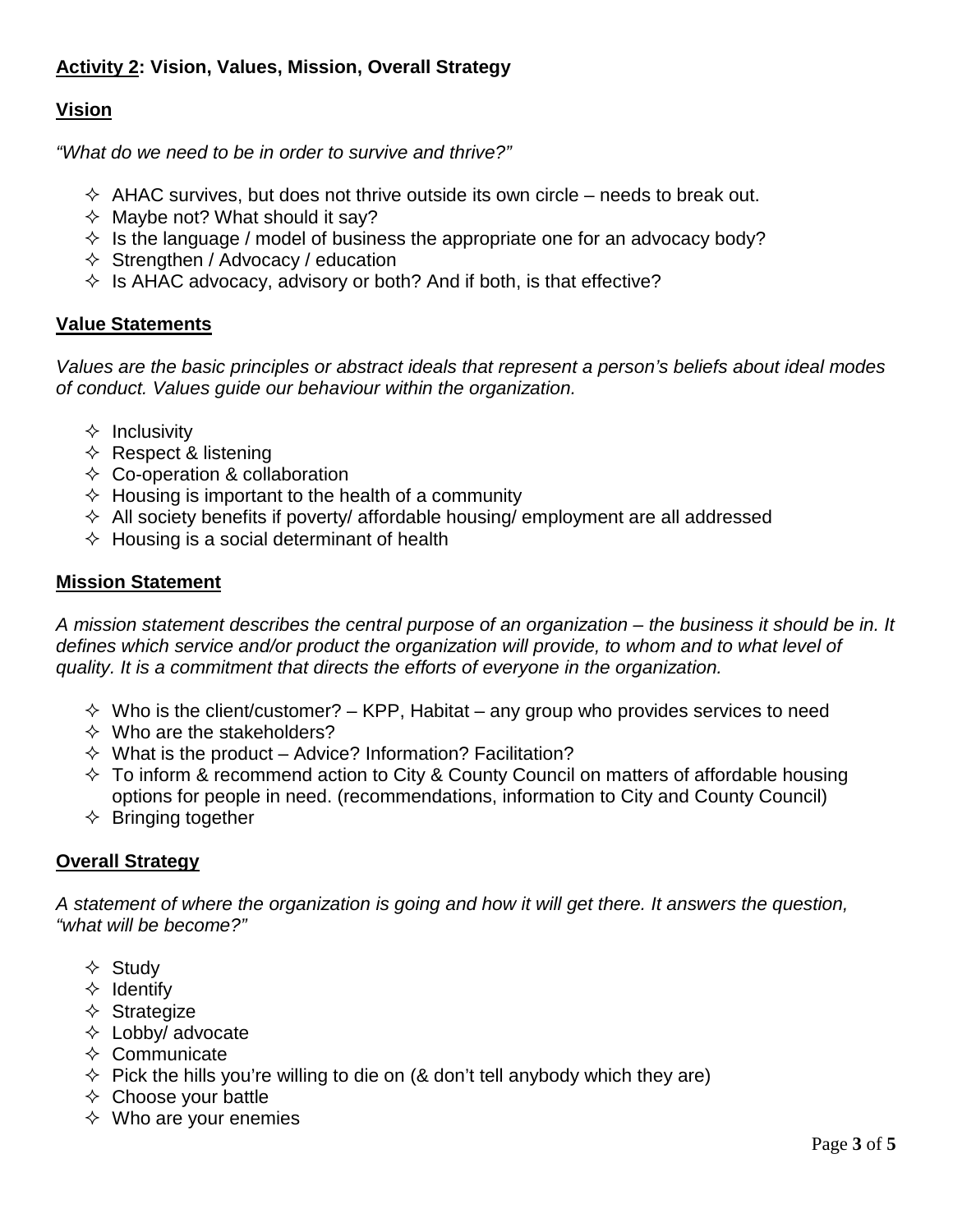**Activity 2: Vision, Values, Mission, Overall Strategy**

## Vision

*"What do we need to be in order to survive and thrive?"*

- AHAC survives, but does not thrive outside its own circle – needs to break out.
- Maybe not? What should it say?
- Is the language / model of business the appropriate one for an advocacy body?
- Strengthen / Advocacy / education
- Is AHAC advocacy, advisory or both? And if both, is that effective?

## Value Statements

*Values are the basic principles or abstract ideals that represent a person's beliefs about ideal modes of conduct. Values guide our behaviour within the organization.*

- Inclusivity
- Respect & listening
- Co-operation & collaboration
- Housing is important to the health of a community
- All society benefits if poverty/ affordable housing/ employment are all addressed
- Housing is a social determinant of health

## Mission Statement

*A mission statement describes the central purpose of an organization – the business it should be in. It defines which service and/or product the organization will provide, to whom and to what level of quality. It is a commitment that directs the efforts of everyone in the organization.*

- Who is the client/customer? – KPP, Habitat – any group who provides services to need
- Who are the stakeholders?
- What is the product – Advice? Information? Facilitation?
- To inform & recommend action to City & County Council on matters of affordable housing options for people in need. (recommendations, information to City and County Council)
- Bringing together

## Overall Strategy

*A statement of where the organization is going and how it will get there. It answers the question, "what will be become?"*

- Study
- Identify
- Strategize
- Lobby/ advocate
- Communicate
- Pick the hills you're willing to die on (& don't tell anybody which they are)
- Choose your battle
- Who are your enemies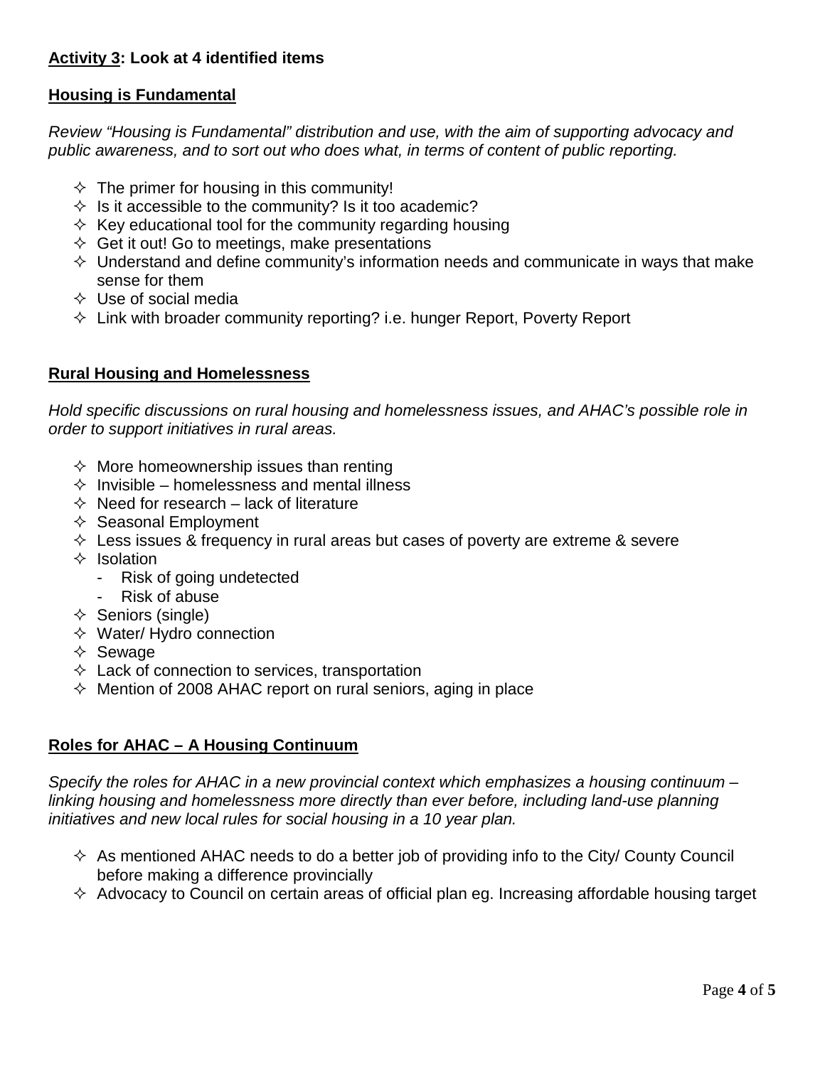**<u>Activity 3</u>: Look at 4 identified items**

**<u>Housing is Fundamental</u>**

*Review "Housing is Fundamental" distribution and use, with the aim of supporting advocacy and public awareness, and to sort out who does what, in terms of content of public reporting.*

- The primer for housing in this community!
- Is it accessible to the community? Is it too academic?
- Key educational tool for the community regarding housing
- Get it out! Go to meetings, make presentations
- Understand and define community's information needs and communicate in ways that make sense for them
- Use of social media
- Link with broader community reporting? i.e. hunger Report, Poverty Report

**<u>Rural Housing and Homelessness</u>**

*Hold specific discussions on rural housing and homelessness issues, and AHAC's possible role in order to support initiatives in rural areas.*

- More homeownership issues than renting
- Invisible – homelessness and mental illness
- Need for research – lack of literature
- Seasonal Employment
- Less issues & frequency in rural areas but cases of poverty are extreme & severe
- Isolation
  - Risk of going undetected
  - Risk of abuse
- Seniors (single)
- Water/ Hydro connection
- Sewage
- Lack of connection to services, transportation
- Mention of 2008 AHAC report on rural seniors, aging in place

**<u>Roles for AHAC – A Housing Continuum</u>**

*Specify the roles for AHAC in a new provincial context which emphasizes a housing continuum – linking housing and homelessness more directly than ever before, including land-use planning initiatives and new local rules for social housing in a 10 year plan.*

- As mentioned AHAC needs to do a better job of providing info to the City/ County Council before making a difference provincially
- Advocacy to Council on certain areas of official plan eg. Increasing affordable housing target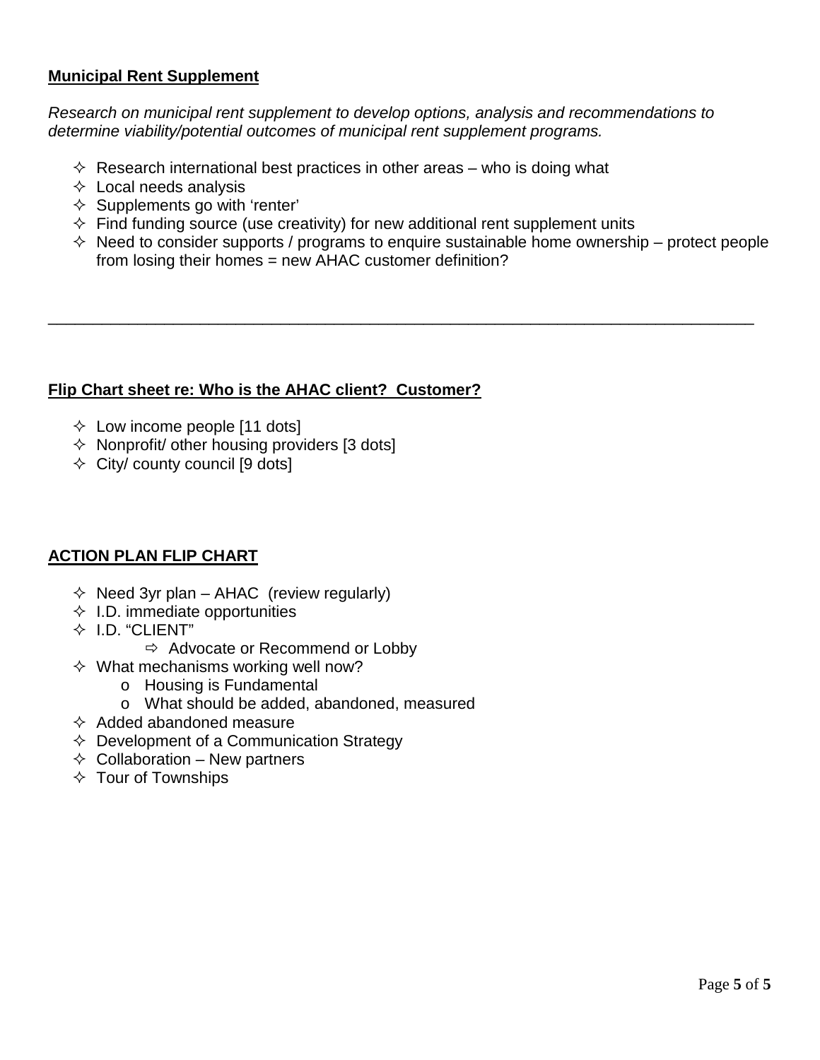**Municipal Rent Supplement**

*Research on municipal rent supplement to develop options, analysis and recommendations to determine viability/potential outcomes of municipal rent supplement programs.*

- Research international best practices in other areas – who is doing what
- Local needs analysis
- Supplements go with 'renter'
- Find funding source (use creativity) for new additional rent supplement units
- Need to consider supports / programs to enquire sustainable home ownership – protect people from losing their homes = new AHAC customer definition?

---

**Flip Chart sheet re: Who is the AHAC client? Customer?**

- Low income people [11 dots]
- Nonprofit/ other housing providers [3 dots]
- City/ county council [9 dots]

**ACTION PLAN FLIP CHART**

- Need 3yr plan – AHAC (review regularly)
- I.D. immediate opportunities
- I.D. "CLIENT"
  - Advocate or Recommend or Lobby
- What mechanisms working well now?
  - Housing is Fundamental
  - What should be added, abandoned, measured
- Added abandoned measure
- Development of a Communication Strategy
- Collaboration – New partners
- Tour of Townships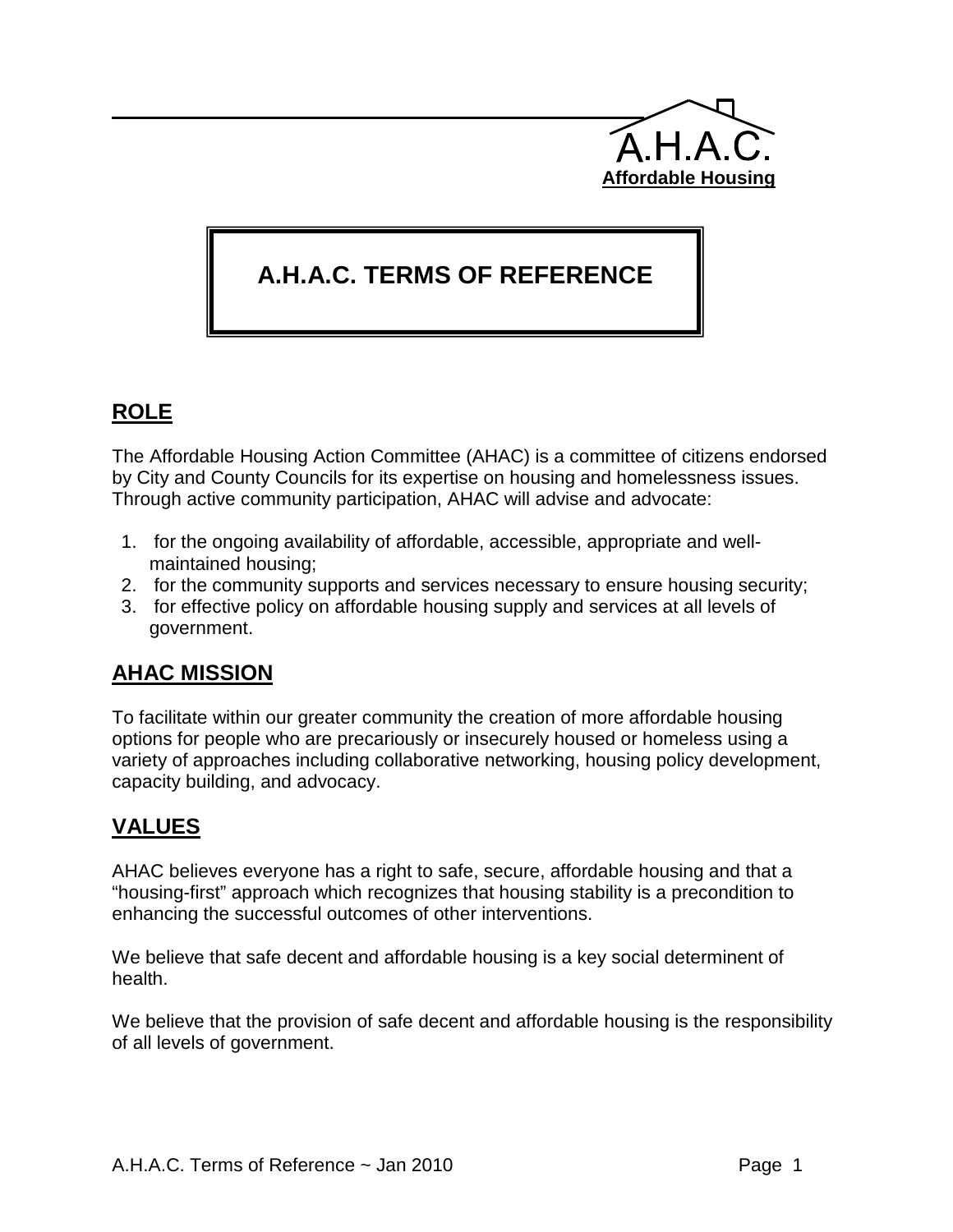A.H.A.C.

**Affordable Housing**

# A.H.A.C. TERMS OF REFERENCE

## ROLE

The Affordable Housing Action Committee (AHAC) is a committee of citizens endorsed by City and County Councils for its expertise on housing and homelessness issues. Through active community participation, AHAC will advise and advocate:

1. for the ongoing availability of affordable, accessible, appropriate and well-maintained housing;
2. for the community supports and services necessary to ensure housing security;
3. for effective policy on affordable housing supply and services at all levels of government.

## AHAC MISSION

To facilitate within our greater community the creation of more affordable housing options for people who are precariously or insecurely housed or homeless using a variety of approaches including collaborative networking, housing policy development, capacity building, and advocacy.

## VALUES

AHAC believes everyone has a right to safe, secure, affordable housing and that a “housing-first” approach which recognizes that housing stability is a precondition to enhancing the successful outcomes of other interventions.

We believe that safe decent and affordable housing is a key social determinent of health.

We believe that the provision of safe decent and affordable housing is the responsibility of all levels of government.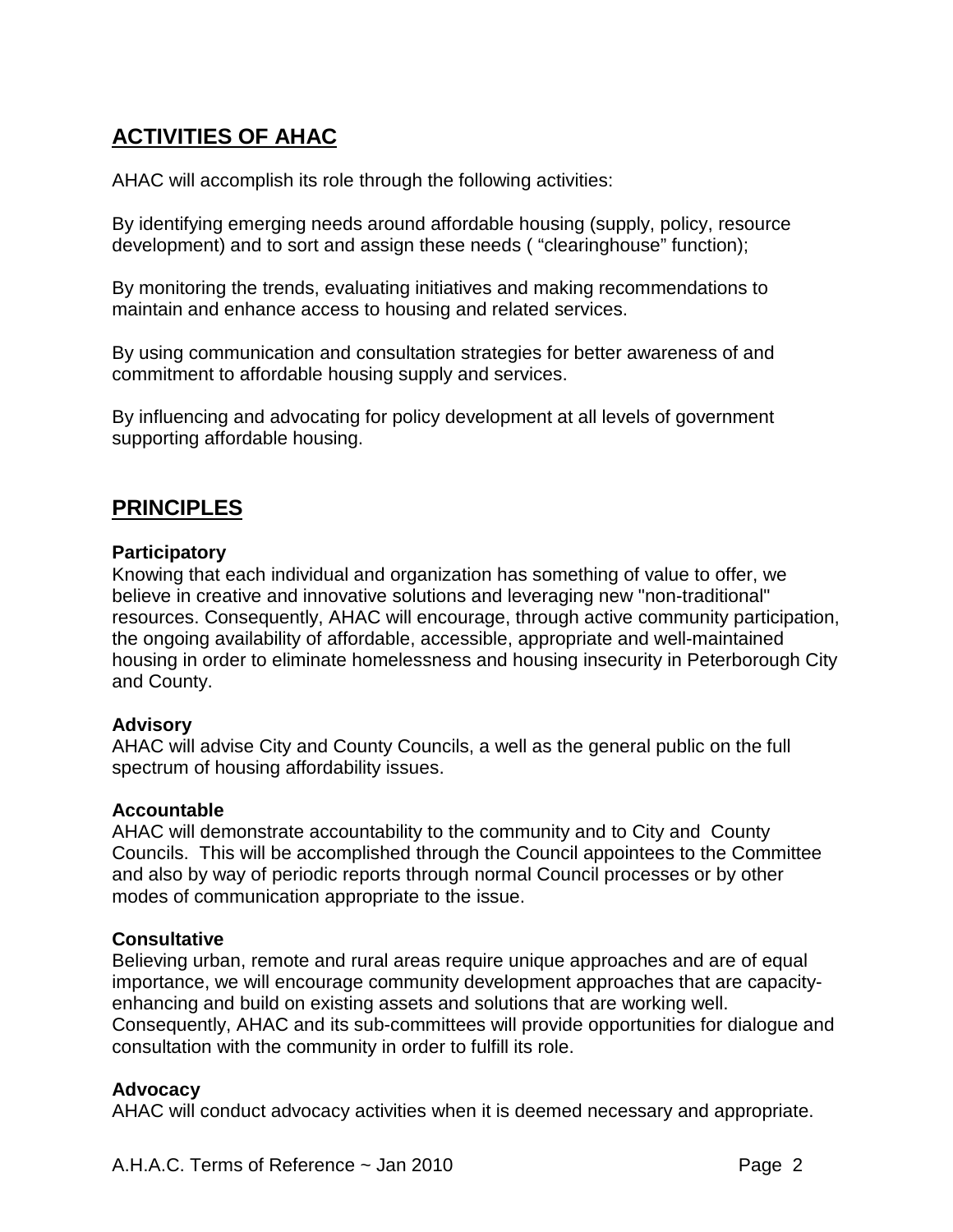## ACTIVITIES OF AHAC

AHAC will accomplish its role through the following activities:

By identifying emerging needs around affordable housing (supply, policy, resource development) and to sort and assign these needs ( “clearinghouse” function);

By monitoring the trends, evaluating initiatives and making recommendations to maintain and enhance access to housing and related services.

By using communication and consultation strategies for better awareness of and commitment to affordable housing supply and services.

By influencing and advocating for policy development at all levels of government supporting affordable housing.

## PRINCIPLES

**Participatory**
Knowing that each individual and organization has something of value to offer, we believe in creative and innovative solutions and leveraging new "non-traditional" resources. Consequently, AHAC will encourage, through active community participation, the ongoing availability of affordable, accessible, appropriate and well-maintained housing in order to eliminate homelessness and housing insecurity in Peterborough City and County.

**Advisory**
AHAC will advise City and County Councils, a well as the general public on the full spectrum of housing affordability issues.

**Accountable**
AHAC will demonstrate accountability to the community and to City and County Councils. This will be accomplished through the Council appointees to the Committee and also by way of periodic reports through normal Council processes or by other modes of communication appropriate to the issue.

**Consultative**
Believing urban, remote and rural areas require unique approaches and are of equal importance, we will encourage community development approaches that are capacity-enhancing and build on existing assets and solutions that are working well. Consequently, AHAC and its sub-committees will provide opportunities for dialogue and consultation with the community in order to fulfill its role.

**Advocacy**
AHAC will conduct advocacy activities when it is deemed necessary and appropriate.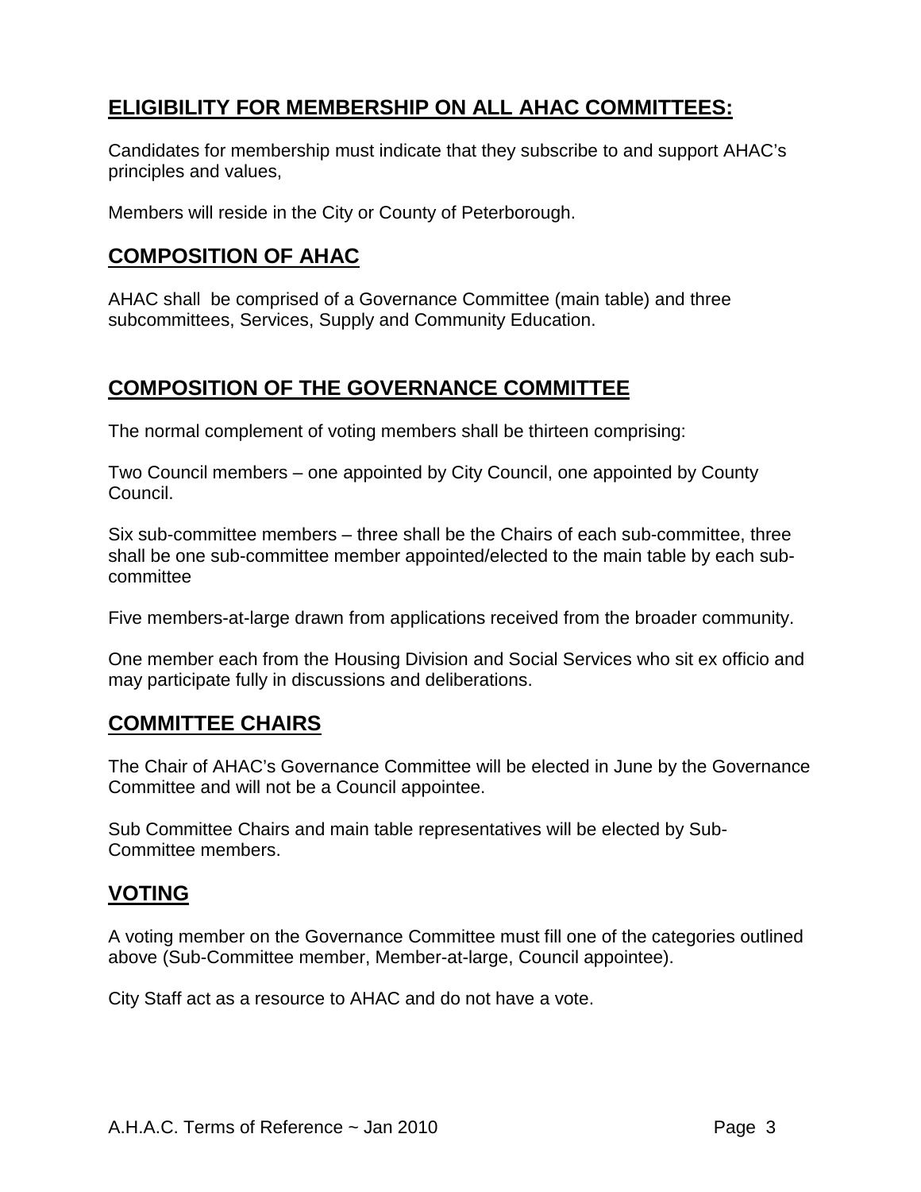## ELIGIBILITY FOR MEMBERSHIP ON ALL AHAC COMMITTEES:

Candidates for membership must indicate that they subscribe to and support AHAC's principles and values,

Members will reside in the City or County of Peterborough.

## COMPOSITION OF AHAC

AHAC shall be comprised of a Governance Committee (main table) and three subcommittees, Services, Supply and Community Education.

## COMPOSITION OF THE GOVERNANCE COMMITTEE

The normal complement of voting members shall be thirteen comprising:

Two Council members – one appointed by City Council, one appointed by County Council.

Six sub-committee members – three shall be the Chairs of each sub-committee, three shall be one sub-committee member appointed/elected to the main table by each sub-committee

Five members-at-large drawn from applications received from the broader community.

One member each from the Housing Division and Social Services who sit ex officio and may participate fully in discussions and deliberations.

## COMMITTEE CHAIRS

The Chair of AHAC's Governance Committee will be elected in June by the Governance Committee and will not be a Council appointee.

Sub Committee Chairs and main table representatives will be elected by Sub-Committee members.

## VOTING

A voting member on the Governance Committee must fill one of the categories outlined above (Sub-Committee member, Member-at-large, Council appointee).

City Staff act as a resource to AHAC and do not have a vote.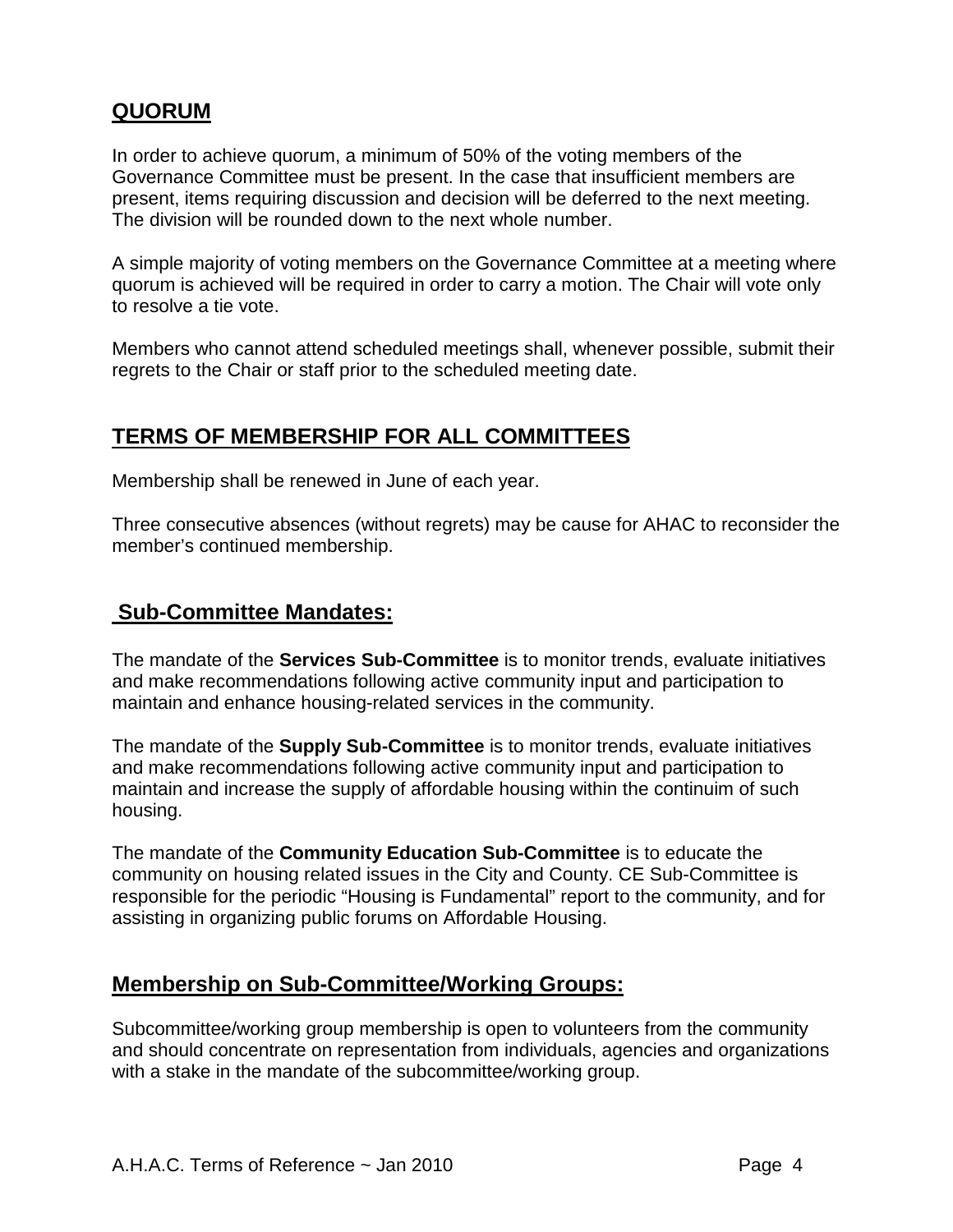## QUORUM

In order to achieve quorum, a minimum of 50% of the voting members of the Governance Committee must be present. In the case that insufficient members are present, items requiring discussion and decision will be deferred to the next meeting. The division will be rounded down to the next whole number.

A simple majority of voting members on the Governance Committee at a meeting where quorum is achieved will be required in order to carry a motion. The Chair will vote only to resolve a tie vote.

Members who cannot attend scheduled meetings shall, whenever possible, submit their regrets to the Chair or staff prior to the scheduled meeting date.

## TERMS OF MEMBERSHIP FOR ALL COMMITTEES

Membership shall be renewed in June of each year.

Three consecutive absences (without regrets) may be cause for AHAC to reconsider the member's continued membership.

## Sub-Committee Mandates:

The mandate of the **Services Sub-Committee** is to monitor trends, evaluate initiatives and make recommendations following active community input and participation to maintain and enhance housing-related services in the community.

The mandate of the **Supply Sub-Committee** is to monitor trends, evaluate initiatives and make recommendations following active community input and participation to maintain and increase the supply of affordable housing within the continuim of such housing.

The mandate of the **Community Education Sub-Committee** is to educate the community on housing related issues in the City and County. CE Sub-Committee is responsible for the periodic "Housing is Fundamental" report to the community, and for assisting in organizing public forums on Affordable Housing.

## Membership on Sub-Committee/Working Groups:

Subcommittee/working group membership is open to volunteers from the community and should concentrate on representation from individuals, agencies and organizations with a stake in the mandate of the subcommittee/working group.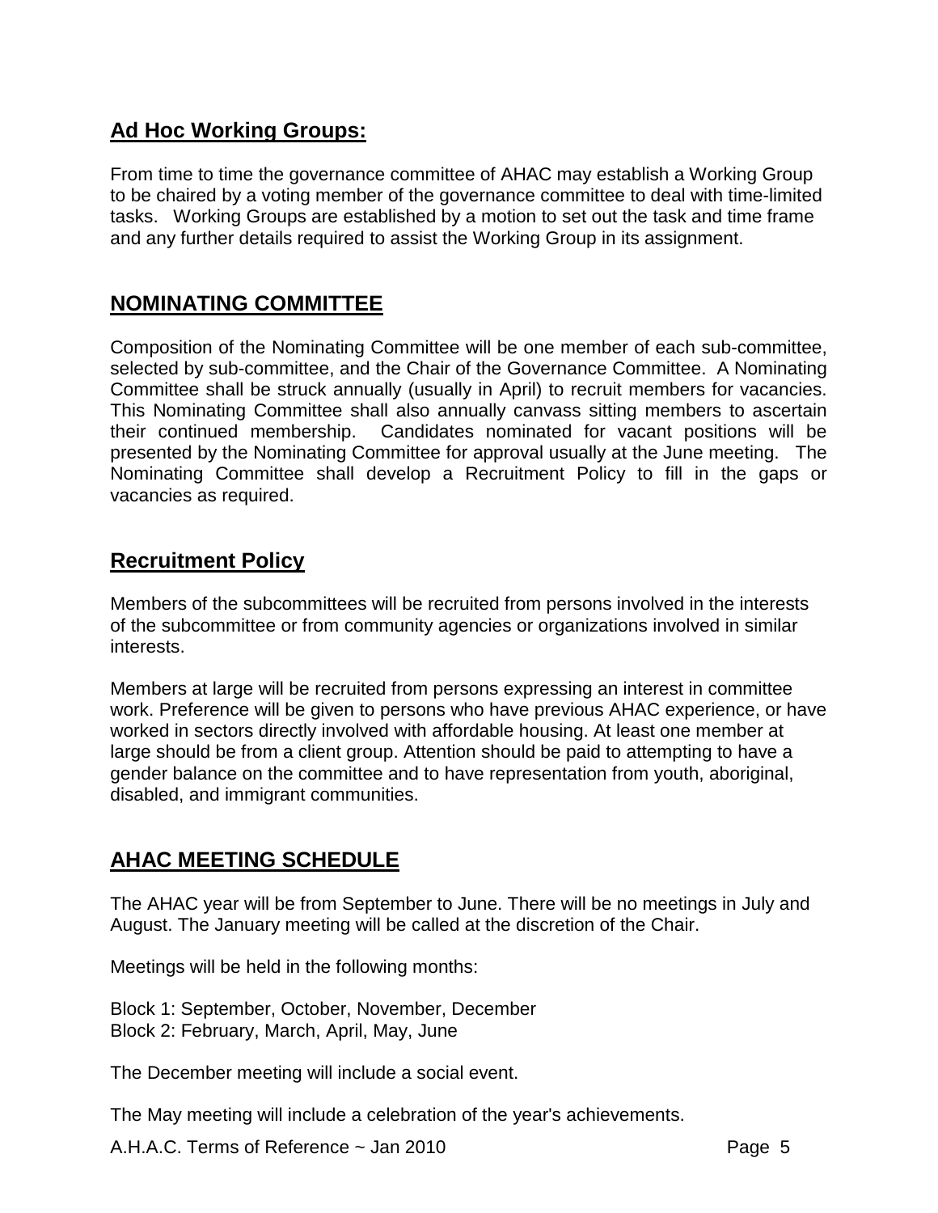## Ad Hoc Working Groups:

From time to time the governance committee of AHAC may establish a Working Group to be chaired by a voting member of the governance committee to deal with time-limited tasks. Working Groups are established by a motion to set out the task and time frame and any further details required to assist the Working Group in its assignment.

## NOMINATING COMMITTEE

Composition of the Nominating Committee will be one member of each sub-committee, selected by sub-committee, and the Chair of the Governance Committee. A Nominating Committee shall be struck annually (usually in April) to recruit members for vacancies. This Nominating Committee shall also annually canvass sitting members to ascertain their continued membership. Candidates nominated for vacant positions will be presented by the Nominating Committee for approval usually at the June meeting. The Nominating Committee shall develop a Recruitment Policy to fill in the gaps or vacancies as required.

## Recruitment Policy

Members of the subcommittees will be recruited from persons involved in the interests of the subcommittee or from community agencies or organizations involved in similar interests.

Members at large will be recruited from persons expressing an interest in committee work. Preference will be given to persons who have previous AHAC experience, or have worked in sectors directly involved with affordable housing. At least one member at large should be from a client group. Attention should be paid to attempting to have a gender balance on the committee and to have representation from youth, aboriginal, disabled, and immigrant communities.

## AHAC MEETING SCHEDULE

The AHAC year will be from September to June. There will be no meetings in July and August. The January meeting will be called at the discretion of the Chair.

Meetings will be held in the following months:

Block 1: September, October, November, December
Block 2: February, March, April, May, June

The December meeting will include a social event.

The May meeting will include a celebration of the year's achievements.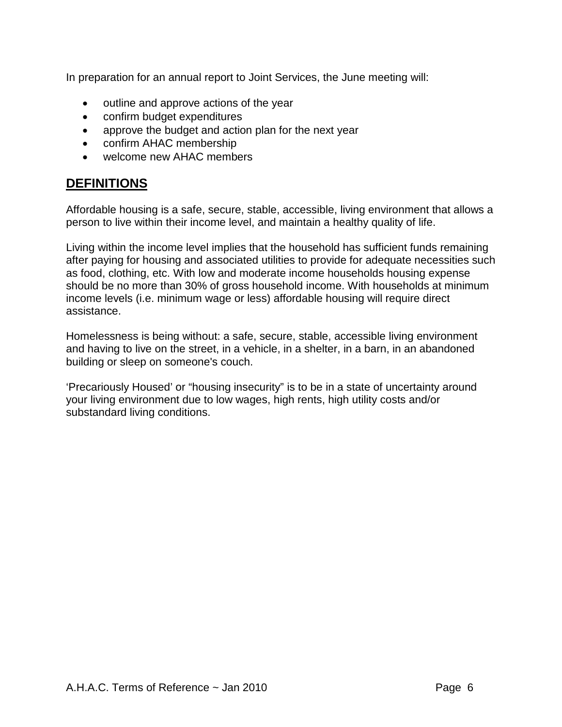In preparation for an annual report to Joint Services, the June meeting will:

- outline and approve actions of the year
- confirm budget expenditures
- approve the budget and action plan for the next year
- confirm AHAC membership
- welcome new AHAC members

## DEFINITIONS

Affordable housing is a safe, secure, stable, accessible, living environment that allows a person to live within their income level, and maintain a healthy quality of life.

Living within the income level implies that the household has sufficient funds remaining after paying for housing and associated utilities to provide for adequate necessities such as food, clothing, etc. With low and moderate income households housing expense should be no more than 30% of gross household income. With households at minimum income levels (i.e. minimum wage or less) affordable housing will require direct assistance.

Homelessness is being without: a safe, secure, stable, accessible living environment and having to live on the street, in a vehicle, in a shelter, in a barn, in an abandoned building or sleep on someone's couch.

'Precariously Housed' or "housing insecurity" is to be in a state of uncertainty around your living environment due to low wages, high rents, high utility costs and/or substandard living conditions.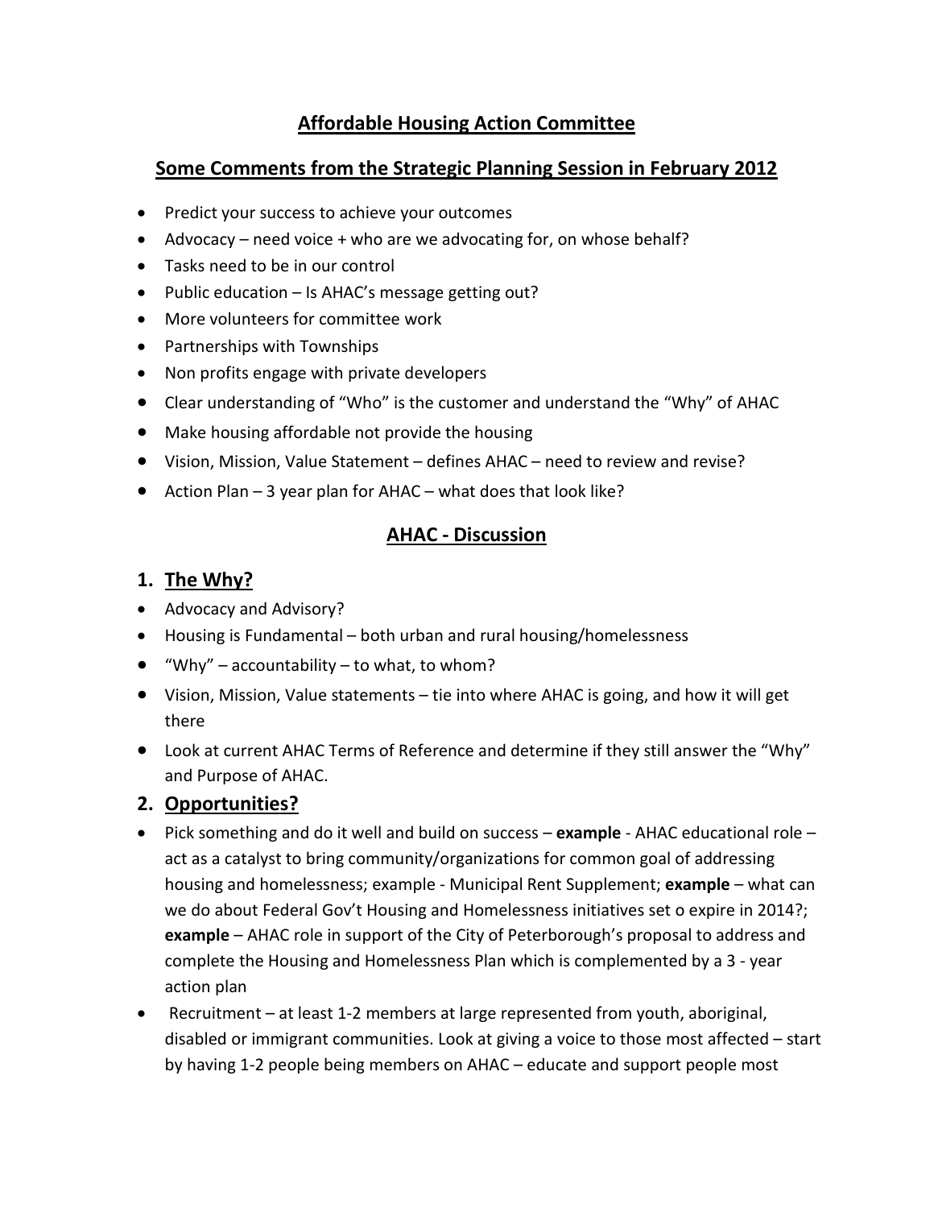# Affordable Housing Action Committee

## Some Comments from the Strategic Planning Session in February 2012

- Predict your success to achieve your outcomes
- Advocacy – need voice + who are we advocating for, on whose behalf?
- Tasks need to be in our control
- Public education – Is AHAC's message getting out?
- More volunteers for committee work
- Partnerships with Townships
- Non profits engage with private developers
- Clear understanding of "Who" is the customer and understand the "Why" of AHAC
- Make housing affordable not provide the housing
- Vision, Mission, Value Statement – defines AHAC – need to review and revise?
- Action Plan – 3 year plan for AHAC – what does that look like?

## AHAC - Discussion

### 1. The Why?

- Advocacy and Advisory?
- Housing is Fundamental – both urban and rural housing/homelessness
- "Why" – accountability – to what, to whom?
- Vision, Mission, Value statements – tie into where AHAC is going, and how it will get there
- Look at current AHAC Terms of Reference and determine if they still answer the "Why" and Purpose of AHAC.

### 2. Opportunities?

- Pick something and do it well and build on success – **example** - AHAC educational role – act as a catalyst to bring community/organizations for common goal of addressing housing and homelessness; example - Municipal Rent Supplement; **example** – what can we do about Federal Gov't Housing and Homelessness initiatives set o expire in 2014?; **example** – AHAC role in support of the City of Peterborough's proposal to address and complete the Housing and Homelessness Plan which is complemented by a 3 - year action plan
- Recruitment – at least 1-2 members at large represented from youth, aboriginal, disabled or immigrant communities. Look at giving a voice to those most affected – start by having 1-2 people being members on AHAC – educate and support people most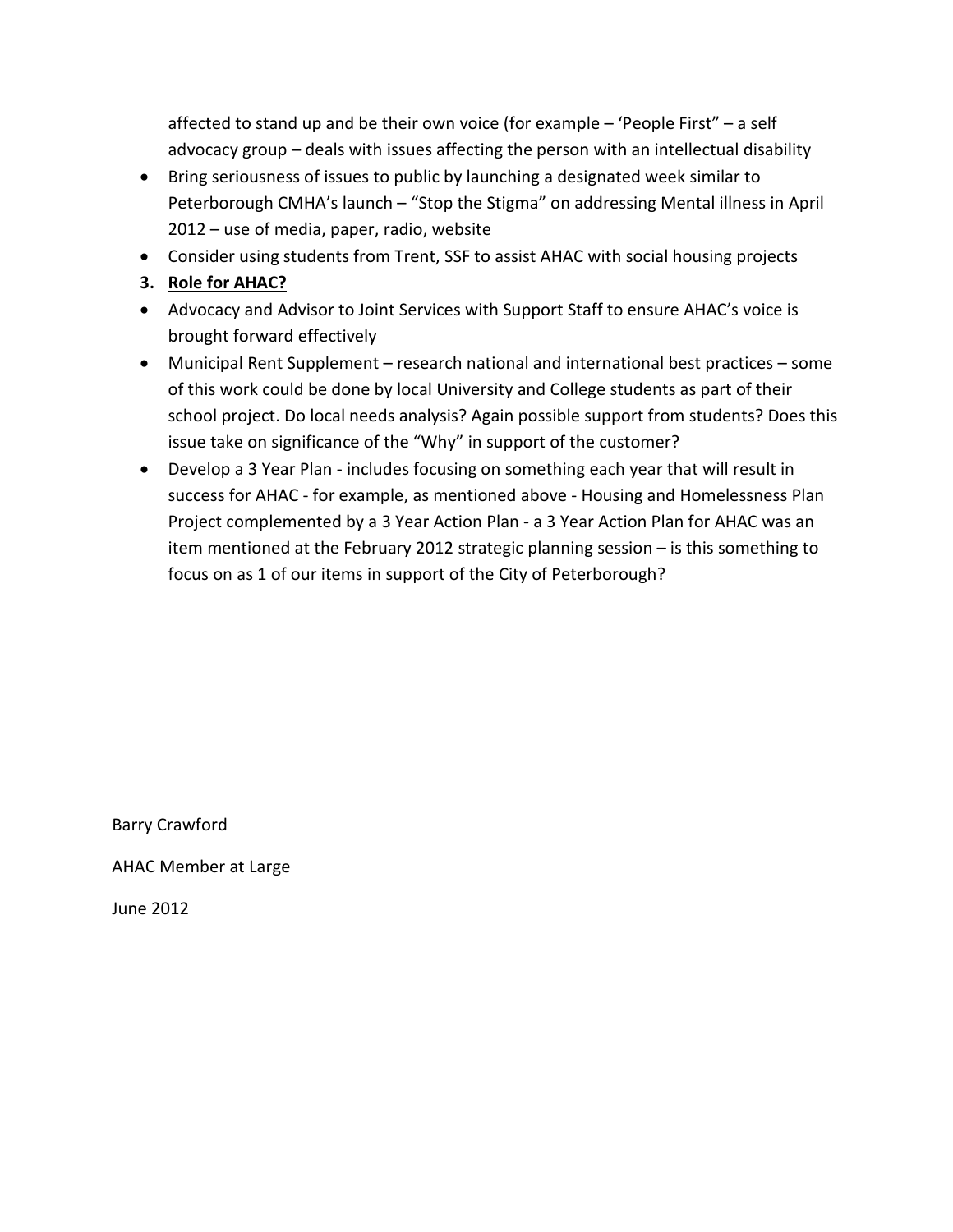affected to stand up and be their own voice (for example – 'People First" – a self advocacy group – deals with issues affecting the person with an intellectual disability

- Bring seriousness of issues to public by launching a designated week similar to Peterborough CMHA's launch – "Stop the Stigma" on addressing Mental illness in April 2012 – use of media, paper, radio, website
- Consider using students from Trent, SSF to assist AHAC with social housing projects

**3. <u>Role for AHAC?</u>**

- Advocacy and Advisor to Joint Services with Support Staff to ensure AHAC's voice is brought forward effectively
- Municipal Rent Supplement – research national and international best practices – some of this work could be done by local University and College students as part of their school project. Do local needs analysis? Again possible support from students? Does this issue take on significance of the "Why" in support of the customer?
- Develop a 3 Year Plan - includes focusing on something each year that will result in success for AHAC - for example, as mentioned above - Housing and Homelessness Plan Project complemented by a 3 Year Action Plan - a 3 Year Action Plan for AHAC was an item mentioned at the February 2012 strategic planning session – is this something to focus on as 1 of our items in support of the City of Peterborough?

Barry Crawford

AHAC Member at Large

June 2012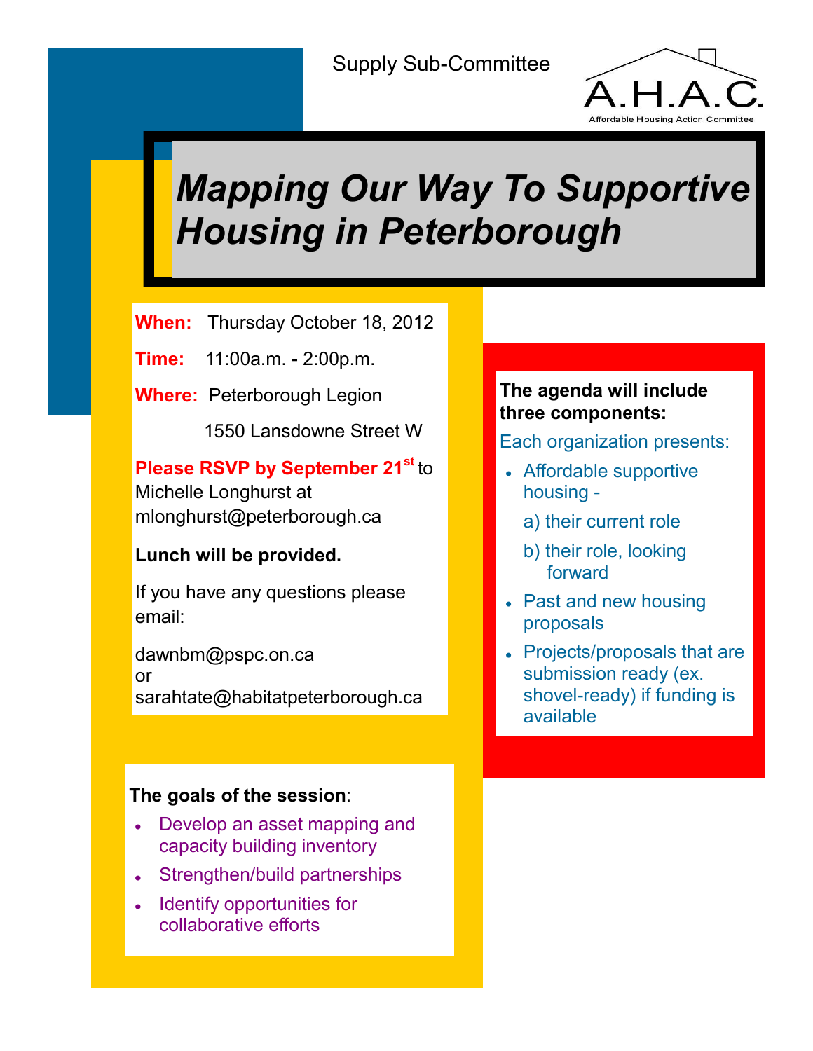Supply Sub-Committee

A.H.A.C.

Affordable Housing Action Committee

# *Mapping Our Way To Supportive Housing in Peterborough*

**When:** Thursday October 18, 2012

**Time:** 11:00a.m. - 2:00p.m.

**Where:** Peterborough Legion

1550 Lansdowne Street W

**Please RSVP by September 21st** to Michelle Longhurst at mlonghurst@peterborough.ca

**Lunch will be provided.**

If you have any questions please email:

dawnbm@pspc.on.ca
or
sarahtate@habitatpeterborough.ca

**The agenda will include three components:**

Each organization presents:

- Affordable supportive housing -
  - a) their current role
  - b) their role, looking forward
- Past and new housing proposals
- Projects/proposals that are submission ready (ex. shovel-ready) if funding is available

**The goals of the session**:

- Develop an asset mapping and capacity building inventory
- Strengthen/build partnerships
- Identify opportunities for collaborative efforts